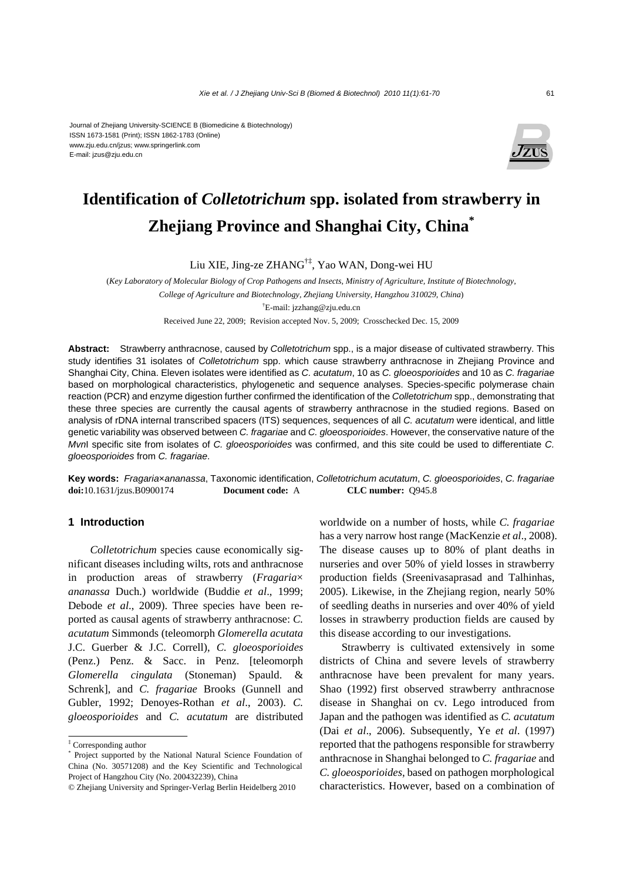Journal of Zhejiang University-SCIENCE B (Biomedicine & Biotechnology)
ISSN 1673-1581 (Print); ISSN 1862-1783 (Online)
www.zju.edu.cn/jzus; www.springerlink.com
E-mail: jzus@zju.edu.cn

# Identification of *Colletotrichum* spp. isolated from strawberry in Zhejiang Province and Shanghai City, China*

Liu XIE, Jing-ze ZHANG†‡, Yao WAN, Dong-wei HU

(*Key Laboratory of Molecular Biology of Crop Pathogens and Insects, Ministry of Agriculture, Institute of Biotechnology, College of Agriculture and Biotechnology, Zhejiang University, Hangzhou 310029, China*)

†E-mail: jzzhang@zju.edu.cn

Received June 22, 2009; Revision accepted Nov. 5, 2009; Crosschecked Dec. 15, 2009

**Abstract:** Strawberry anthracnose, caused by *Colletotrichum* spp., is a major disease of cultivated strawberry. This study identifies 31 isolates of *Colletotrichum* spp. which cause strawberry anthracnose in Zhejiang Province and Shanghai City, China. Eleven isolates were identified as *C. acutatum*, 10 as *C. gloeosporioides* and 10 as *C. fragariae* based on morphological characteristics, phylogenetic and sequence analyses. Species-specific polymerase chain reaction (PCR) and enzyme digestion further confirmed the identification of the *Colletotrichum* spp., demonstrating that these three species are currently the causal agents of strawberry anthracnose in the studied regions. Based on analysis of rDNA internal transcribed spacers (ITS) sequences, sequences of all *C. acutatum* were identical, and little genetic variability was observed between *C. fragariae* and *C. gloeosporioides*. However, the conservative nature of the *Mvn*I specific site from isolates of *C. gloeosporioides* was confirmed, and this site could be used to differentiate *C. gloeosporioides* from *C. fragariae*.

**Key words:** *Fragaria*×*ananassa*, Taxonomic identification, *Colletotrichum acutatum*, *C. gloeosporioides*, *C. fragariae*
**doi:**10.1631/jzus.B0900174 **Document code:** A **CLC number:** Q945.8

## 1 Introduction

*Colletotrichum* species cause economically significant diseases including wilts, rots and anthracnose in production areas of strawberry (*Fragaria*×*ananassa* Duch.) worldwide (Buddie *et al*., 1999; Debode *et al*., 2009). Three species have been reported as causal agents of strawberry anthracnose: *C. acutatum* Simmonds (teleomorph *Glomerella acutata* J.C. Guerber & J.C. Correll), *C. gloeosporioides* (Penz.) Penz. & Sacc. in Penz. [teleomorph *Glomerella cingulata* (Stoneman) Spauld. & Schrenk], and *C. fragariae* Brooks (Gunnell and Gubler, 1992; Denoyes-Rothan *et al*., 2003). *C. gloeosporioides* and *C. acutatum* are distributed worldwide on a number of hosts, while *C. fragariae* has a very narrow host range (MacKenzie *et al*., 2008). The disease causes up to 80% of plant deaths in nurseries and over 50% of yield losses in strawberry production fields (Sreenivasaprasad and Talhinhas, 2005). Likewise, in the Zhejiang region, nearly 50% of seedling deaths in nurseries and over 40% of yield losses in strawberry production fields are caused by this disease according to our investigations.

Strawberry is cultivated extensively in some districts of China and severe levels of strawberry anthracnose have been prevalent for many years. Shao (1992) first observed strawberry anthracnose disease in Shanghai on cv. Lego introduced from Japan and the pathogen was identified as *C. acutatum* (Dai *et al*., 2006). Subsequently, Ye *et al*. (1997) reported that the pathogens responsible for strawberry anthracnose in Shanghai belonged to *C. fragariae* and *C. gloeosporioides*, based on pathogen morphological characteristics. However, based on a combination of

‡ Corresponding author

\* Project supported by the National Natural Science Foundation of China (No. 30571208) and the Key Scientific and Technological Project of Hangzhou City (No. 200432239), China

© Zhejiang University and Springer-Verlag Berlin Heidelberg 2010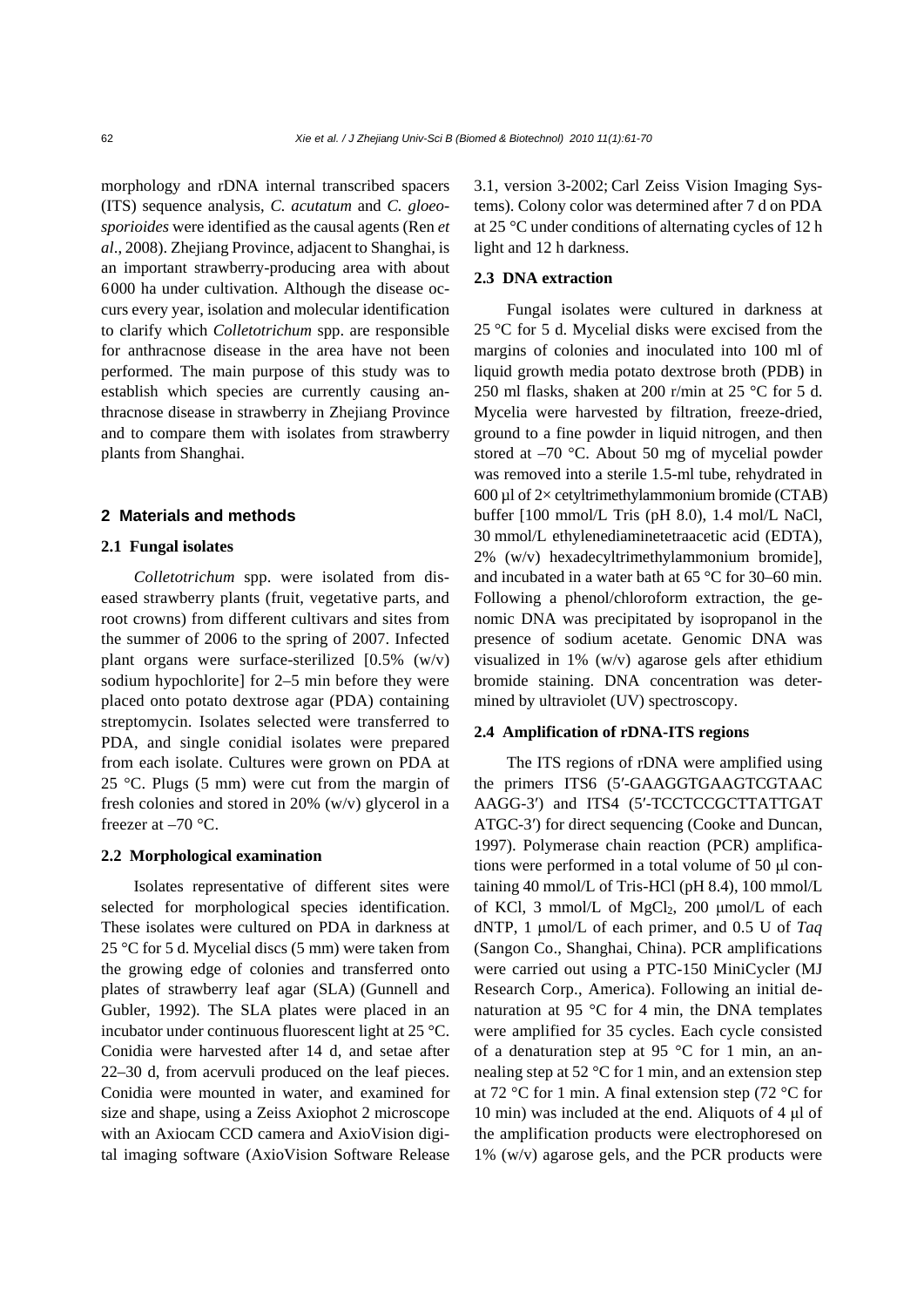morphology and rDNA internal transcribed spacers (ITS) sequence analysis, *C. acutatum* and *C. gloeosporioides* were identified as the causal agents (Ren *et al*., 2008). Zhejiang Province, adjacent to Shanghai, is an important strawberry-producing area with about 6000 ha under cultivation. Although the disease occurs every year, isolation and molecular identification to clarify which *Colletotrichum* spp. are responsible for anthracnose disease in the area have not been performed. The main purpose of this study was to establish which species are currently causing anthracnose disease in strawberry in Zhejiang Province and to compare them with isolates from strawberry plants from Shanghai.

## 2 Materials and methods

### 2.1 Fungal isolates

*Colletotrichum* spp. were isolated from diseased strawberry plants (fruit, vegetative parts, and root crowns) from different cultivars and sites from the summer of 2006 to the spring of 2007. Infected plant organs were surface-sterilized [0.5% (w/v) sodium hypochlorite] for 2–5 min before they were placed onto potato dextrose agar (PDA) containing streptomycin. Isolates selected were transferred to PDA, and single conidial isolates were prepared from each isolate. Cultures were grown on PDA at 25 °C. Plugs (5 mm) were cut from the margin of fresh colonies and stored in 20% (w/v) glycerol in a freezer at –70 °C.

### 2.2 Morphological examination

Isolates representative of different sites were selected for morphological species identification. These isolates were cultured on PDA in darkness at 25 °C for 5 d. Mycelial discs (5 mm) were taken from the growing edge of colonies and transferred onto plates of strawberry leaf agar (SLA) (Gunnell and Gubler, 1992). The SLA plates were placed in an incubator under continuous fluorescent light at 25 °C. Conidia were harvested after 14 d, and setae after 22–30 d, from acervuli produced on the leaf pieces. Conidia were mounted in water, and examined for size and shape, using a Zeiss Axiophot 2 microscope with an Axiocam CCD camera and AxioVision digital imaging software (AxioVision Software Release 3.1, version 3-2002; Carl Zeiss Vision Imaging Systems). Colony color was determined after 7 d on PDA at 25 °C under conditions of alternating cycles of 12 h light and 12 h darkness.

### 2.3 DNA extraction

Fungal isolates were cultured in darkness at 25 °C for 5 d. Mycelial disks were excised from the margins of colonies and inoculated into 100 ml of liquid growth media potato dextrose broth (PDB) in 250 ml flasks, shaken at 200 r/min at 25 °C for 5 d. Mycelia were harvested by filtration, freeze-dried, ground to a fine powder in liquid nitrogen, and then stored at –70 °C. About 50 mg of mycelial powder was removed into a sterile 1.5-ml tube, rehydrated in 600 μl of 2× cetyltrimethylammonium bromide (CTAB) buffer [100 mmol/L Tris (pH 8.0), 1.4 mol/L NaCl, 30 mmol/L ethylenediaminetetraacetic acid (EDTA), 2% (w/v) hexadecyltrimethylammonium bromide], and incubated in a water bath at 65 °C for 30–60 min. Following a phenol/chloroform extraction, the genomic DNA was precipitated by isopropanol in the presence of sodium acetate. Genomic DNA was visualized in 1% (w/v) agarose gels after ethidium bromide staining. DNA concentration was determined by ultraviolet (UV) spectroscopy.

### 2.4 Amplification of rDNA-ITS regions

The ITS regions of rDNA were amplified using the primers ITS6 (5′-GAAGGTGAAGTCGTAAC AAGG-3′) and ITS4 (5′-TCCTCCGCTTATTGAT ATGC-3′) for direct sequencing (Cooke and Duncan, 1997). Polymerase chain reaction (PCR) amplifications were performed in a total volume of 50 μl containing 40 mmol/L of Tris-HCl (pH 8.4), 100 mmol/L of KCl, 3 mmol/L of $MgCl_2$, 200 μmol/L of each dNTP, 1 μmol/L of each primer, and 0.5 U of *Taq* (Sangon Co., Shanghai, China). PCR amplifications were carried out using a PTC-150 MiniCycler (MJ Research Corp., America). Following an initial denaturation at 95 °C for 4 min, the DNA templates were amplified for 35 cycles. Each cycle consisted of a denaturation step at 95 °C for 1 min, an annealing step at 52 °C for 1 min, and an extension step at 72 °C for 1 min. A final extension step (72 °C for 10 min) was included at the end. Aliquots of 4 μl of the amplification products were electrophoresed on 1% (w/v) agarose gels, and the PCR products were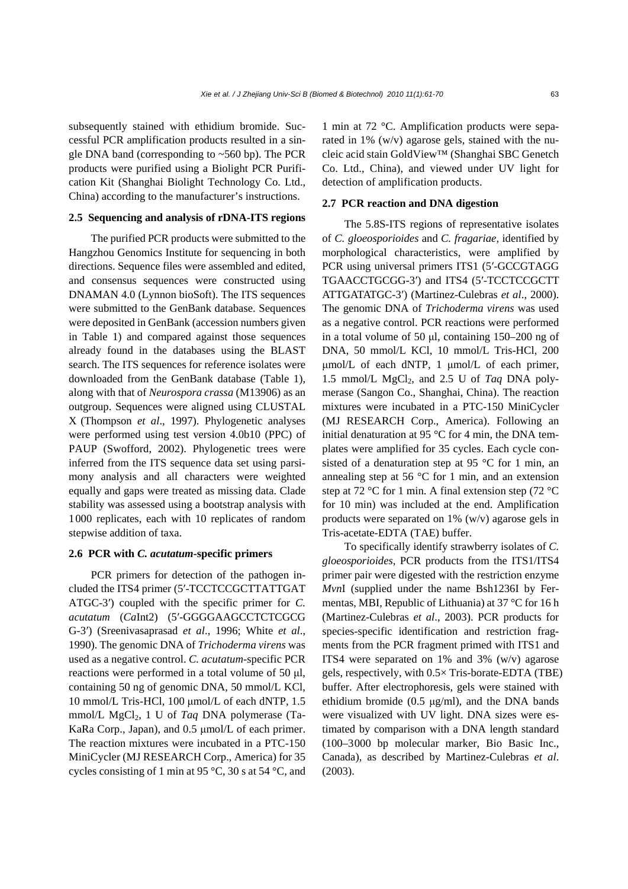subsequently stained with ethidium bromide. Successful PCR amplification products resulted in a single DNA band (corresponding to ~560 bp). The PCR products were purified using a Biolight PCR Purification Kit (Shanghai Biolight Technology Co. Ltd., China) according to the manufacturer's instructions.

### 2.5 Sequencing and analysis of rDNA-ITS regions

The purified PCR products were submitted to the Hangzhou Genomics Institute for sequencing in both directions. Sequence files were assembled and edited, and consensus sequences were constructed using DNAMAN 4.0 (Lynnon bioSoft). The ITS sequences were submitted to the GenBank database. Sequences were deposited in GenBank (accession numbers given in Table 1) and compared against those sequences already found in the databases using the BLAST search. The ITS sequences for reference isolates were downloaded from the GenBank database (Table 1), along with that of *Neurospora crassa* (M13906) as an outgroup. Sequences were aligned using CLUSTAL X (Thompson *et al*., 1997). Phylogenetic analyses were performed using test version 4.0b10 (PPC) of PAUP (Swofford, 2002). Phylogenetic trees were inferred from the ITS sequence data set using parsimony analysis and all characters were weighted equally and gaps were treated as missing data. Clade stability was assessed using a bootstrap analysis with 1000 replicates, each with 10 replicates of random stepwise addition of taxa.

### 2.6 PCR with *C. acutatum*-specific primers

PCR primers for detection of the pathogen included the ITS4 primer (5′-TCCTCCGCTTATTGATATGC-3′) coupled with the specific primer for *C. acutatum* (*Ca*Int2) (5′-GGGGAAGCCTCTCGCGG-3′) (Sreenivasaprasad *et al*., 1996; White *et al*., 1990). The genomic DNA of *Trichoderma virens* was used as a negative control. *C. acutatum*-specific PCR reactions were performed in a total volume of 50 μl, containing 50 ng of genomic DNA, 50 mmol/L KCl, 10 mmol/L Tris-HCl, 100 μmol/L of each dNTP, 1.5 mmol/L $MgCl_2$, 1 U of *Taq* DNA polymerase (TaKaRa Corp., Japan), and 0.5 μmol/L of each primer. The reaction mixtures were incubated in a PTC-150 MiniCycler (MJ RESEARCH Corp., America) for 35 cycles consisting of 1 min at 95 °C, 30 s at 54 °C, and 1 min at 72 °C. Amplification products were separated in 1% (w/v) agarose gels, stained with the nucleic acid stain GoldView™ (Shanghai SBC Genetch Co. Ltd., China), and viewed under UV light for detection of amplification products.

### 2.7 PCR reaction and DNA digestion

The 5.8S-ITS regions of representative isolates of *C. gloeosporioides* and *C. fragariae*, identified by morphological characteristics, were amplified by PCR using universal primers ITS1 (5′-GCCGTAGGTGAACCTGCGG-3′) and ITS4 (5′-TCCTCCGCTTATTGATATGC-3′) (Martinez-Culebras *et al*., 2000). The genomic DNA of *Trichoderma virens* was used as a negative control. PCR reactions were performed in a total volume of 50 μl, containing 150–200 ng of DNA, 50 mmol/L KCl, 10 mmol/L Tris-HCl, 200 μmol/L of each dNTP, 1 μmol/L of each primer, 1.5 mmol/L $MgCl_2$, and 2.5 U of *Taq* DNA polymerase (Sangon Co., Shanghai, China). The reaction mixtures were incubated in a PTC-150 MiniCycler (MJ RESEARCH Corp., America). Following an initial denaturation at 95 °C for 4 min, the DNA templates were amplified for 35 cycles. Each cycle consisted of a denaturation step at 95 °C for 1 min, an annealing step at 56 °C for 1 min, and an extension step at 72 °C for 1 min. A final extension step (72 °C for 10 min) was included at the end. Amplification products were separated on 1% (w/v) agarose gels in Tris-acetate-EDTA (TAE) buffer.

To specifically identify strawberry isolates of *C. gloeosporioides*, PCR products from the ITS1/ITS4 primer pair were digested with the restriction enzyme *Mvn*I (supplied under the name Bsh1236I by Fermentas, MBI, Republic of Lithuania) at 37 °C for 16 h (Martinez-Culebras *et al*., 2003). PCR products for species-specific identification and restriction fragments from the PCR fragment primed with ITS1 and ITS4 were separated on 1% and 3% (w/v) agarose gels, respectively, with 0.5× Tris-borate-EDTA (TBE) buffer. After electrophoresis, gels were stained with ethidium bromide (0.5 μg/ml), and the DNA bands were visualized with UV light. DNA sizes were estimated by comparison with a DNA length standard (100–3000 bp molecular marker, Bio Basic Inc., Canada), as described by Martinez-Culebras *et al*. (2003).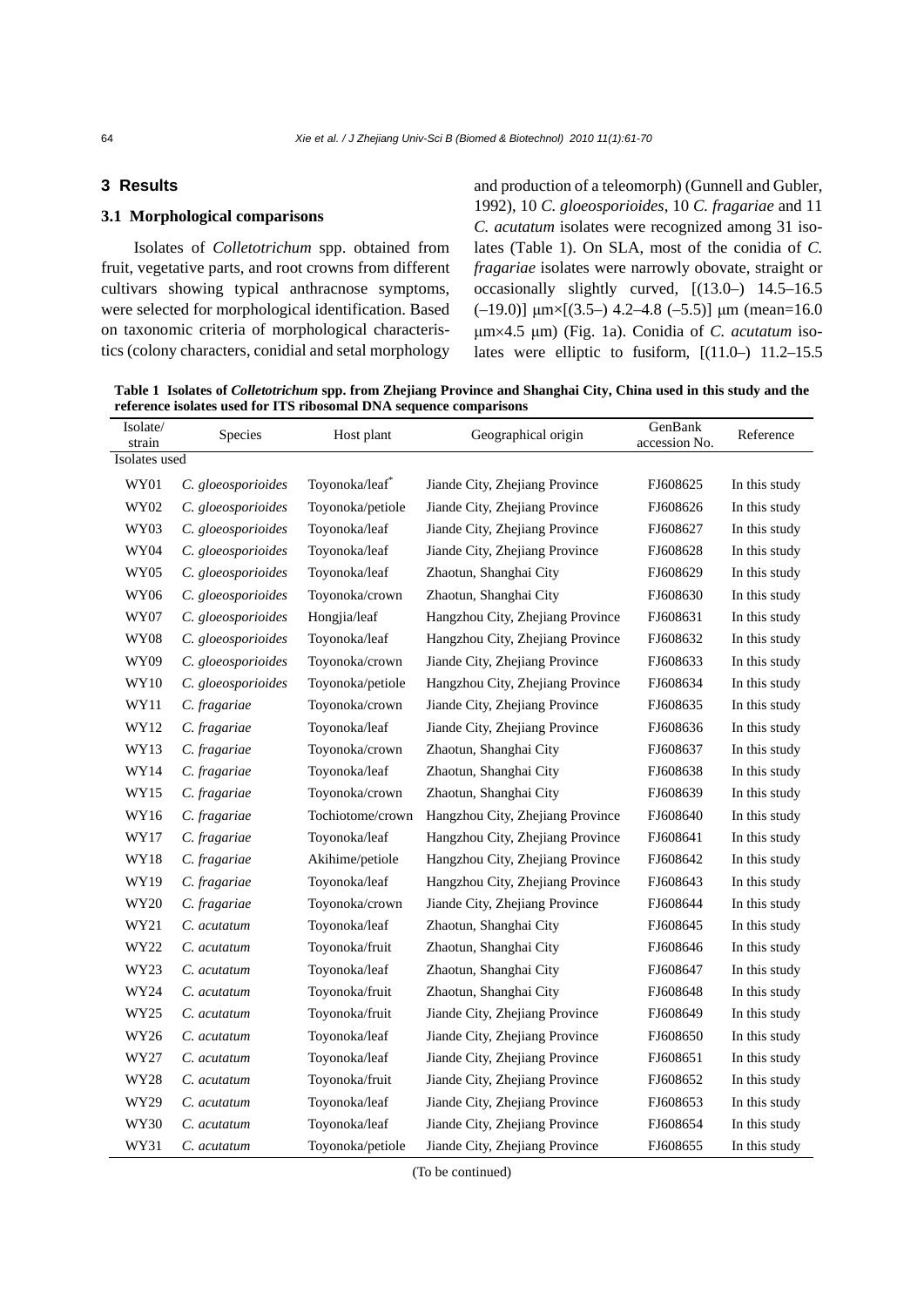## 3 Results

### 3.1 Morphological comparisons

Isolates of *Colletotrichum* spp. obtained from fruit, vegetative parts, and root crowns from different cultivars showing typical anthracnose symptoms, were selected for morphological identification. Based on taxonomic criteria of morphological characteristics (colony characters, conidial and setal morphology and production of a teleomorph) (Gunnell and Gubler, 1992), 10 *C. gloeosporioides*, 10 *C. fragariae* and 11 *C. acutatum* isolates were recognized among 31 isolates (Table 1). On SLA, most of the conidia of *C. fragariae* isolates were narrowly obovate, straight or occasionally slightly curved, [(13.0–) 14.5–16.5 (–19.0)] μm×[(3.5–) 4.2–4.8 (–5.5)] μm (mean=16.0 μm×4.5 μm) (Fig. 1a). Conidia of *C. acutatum* isolates were elliptic to fusiform, [(11.0–) 11.2–15.5

**Table 1 Isolates of *Colletotrichum* spp. from Zhejiang Province and Shanghai City, China used in this study and the reference isolates used for ITS ribosomal DNA sequence comparisons**

| Isolate/strain | Species | Host plant | Geographical origin | GenBank accession No. | Reference |
|---|---|---|---|---|---|
| Isolates used | | | | | |
| WY01 | *C. gloeosporioides* | Toyonoka/leaf* | Jiande City, Zhejiang Province | FJ608625 | In this study |
| WY02 | *C. gloeosporioides* | Toyonoka/petiole | Jiande City, Zhejiang Province | FJ608626 | In this study |
| WY03 | *C. gloeosporioides* | Toyonoka/leaf | Jiande City, Zhejiang Province | FJ608627 | In this study |
| WY04 | *C. gloeosporioides* | Toyonoka/leaf | Jiande City, Zhejiang Province | FJ608628 | In this study |
| WY05 | *C. gloeosporioides* | Toyonoka/leaf | Zhaotun, Shanghai City | FJ608629 | In this study |
| WY06 | *C. gloeosporioides* | Toyonoka/crown | Zhaotun, Shanghai City | FJ608630 | In this study |
| WY07 | *C. gloeosporioides* | Hongjia/leaf | Hangzhou City, Zhejiang Province | FJ608631 | In this study |
| WY08 | *C. gloeosporioides* | Toyonoka/leaf | Hangzhou City, Zhejiang Province | FJ608632 | In this study |
| WY09 | *C. gloeosporioides* | Toyonoka/crown | Jiande City, Zhejiang Province | FJ608633 | In this study |
| WY10 | *C. gloeosporioides* | Toyonoka/petiole | Hangzhou City, Zhejiang Province | FJ608634 | In this study |
| WY11 | *C. fragariae* | Toyonoka/crown | Jiande City, Zhejiang Province | FJ608635 | In this study |
| WY12 | *C. fragariae* | Toyonoka/leaf | Jiande City, Zhejiang Province | FJ608636 | In this study |
| WY13 | *C. fragariae* | Toyonoka/crown | Zhaotun, Shanghai City | FJ608637 | In this study |
| WY14 | *C. fragariae* | Toyonoka/leaf | Zhaotun, Shanghai City | FJ608638 | In this study |
| WY15 | *C. fragariae* | Toyonoka/crown | Zhaotun, Shanghai City | FJ608639 | In this study |
| WY16 | *C. fragariae* | Tochiotome/crown | Hangzhou City, Zhejiang Province | FJ608640 | In this study |
| WY17 | *C. fragariae* | Toyonoka/leaf | Hangzhou City, Zhejiang Province | FJ608641 | In this study |
| WY18 | *C. fragariae* | Akihime/petiole | Hangzhou City, Zhejiang Province | FJ608642 | In this study |
| WY19 | *C. fragariae* | Toyonoka/leaf | Hangzhou City, Zhejiang Province | FJ608643 | In this study |
| WY20 | *C. fragariae* | Toyonoka/crown | Jiande City, Zhejiang Province | FJ608644 | In this study |
| WY21 | *C. acutatum* | Toyonoka/leaf | Zhaotun, Shanghai City | FJ608645 | In this study |
| WY22 | *C. acutatum* | Toyonoka/fruit | Zhaotun, Shanghai City | FJ608646 | In this study |
| WY23 | *C. acutatum* | Toyonoka/leaf | Zhaotun, Shanghai City | FJ608647 | In this study |
| WY24 | *C. acutatum* | Toyonoka/fruit | Zhaotun, Shanghai City | FJ608648 | In this study |
| WY25 | *C. acutatum* | Toyonoka/fruit | Jiande City, Zhejiang Province | FJ608649 | In this study |
| WY26 | *C. acutatum* | Toyonoka/leaf | Jiande City, Zhejiang Province | FJ608650 | In this study |
| WY27 | *C. acutatum* | Toyonoka/leaf | Jiande City, Zhejiang Province | FJ608651 | In this study |
| WY28 | *C. acutatum* | Toyonoka/fruit | Jiande City, Zhejiang Province | FJ608652 | In this study |
| WY29 | *C. acutatum* | Toyonoka/leaf | Jiande City, Zhejiang Province | FJ608653 | In this study |
| WY30 | *C. acutatum* | Toyonoka/leaf | Jiande City, Zhejiang Province | FJ608654 | In this study |
| WY31 | *C. acutatum* | Toyonoka/petiole | Jiande City, Zhejiang Province | FJ608655 | In this study |

(To be continued)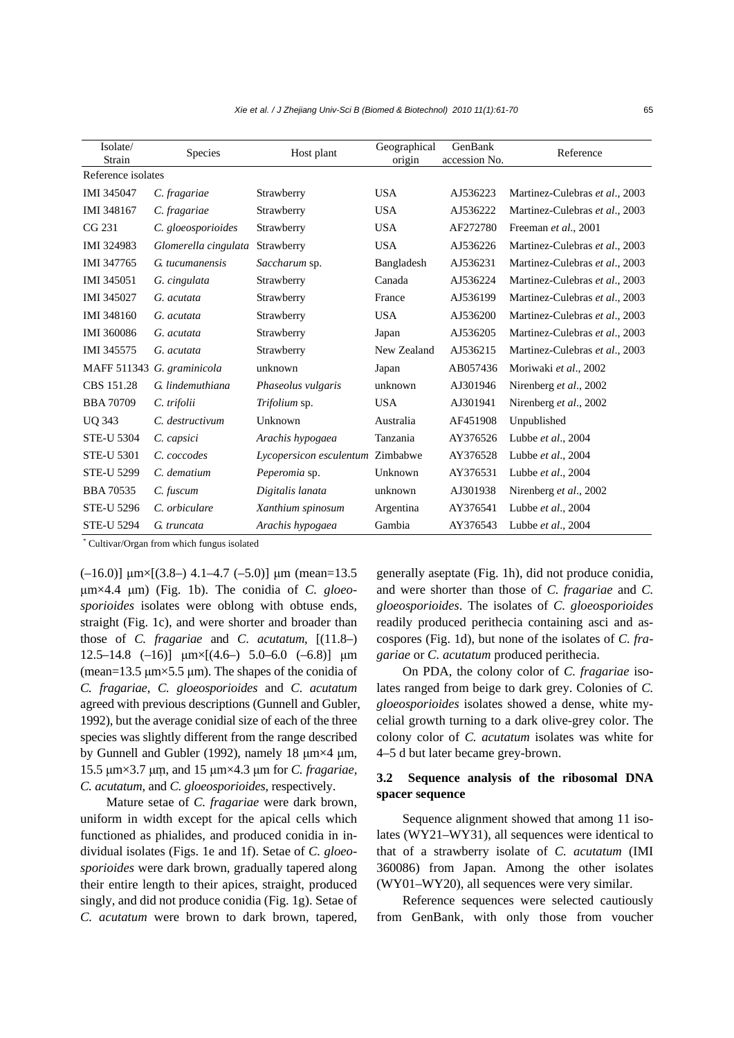| Isolate/ Strain | Species | Host plant | Geographical origin | GenBank accession No. | Reference |
|---|---|---|---|---|---|
| Reference isolates | | | | | |
| IMI 345047 | *C. fragariae* | Strawberry | USA | AJ536223 | Martinez-Culebras *et al*., 2003 |
| IMI 348167 | *C. fragariae* | Strawberry | USA | AJ536222 | Martinez-Culebras *et al*., 2003 |
| CG 231 | *C. gloeosporioides* | Strawberry | USA | AF272780 | Freeman *et al*., 2001 |
| IMI 324983 | *Glomerella cingulata* | Strawberry | USA | AJ536226 | Martinez-Culebras *et al*., 2003 |
| IMI 347765 | *G. tucumanensis* | *Saccharum* sp. | Bangladesh | AJ536231 | Martinez-Culebras *et al*., 2003 |
| IMI 345051 | *G. cingulata* | Strawberry | Canada | AJ536224 | Martinez-Culebras *et al*., 2003 |
| IMI 345027 | *G. acutata* | Strawberry | France | AJ536199 | Martinez-Culebras *et al*., 2003 |
| IMI 348160 | *G. acutata* | Strawberry | USA | AJ536200 | Martinez-Culebras *et al*., 2003 |
| IMI 360086 | *G. acutata* | Strawberry | Japan | AJ536205 | Martinez-Culebras *et al*., 2003 |
| IMI 345575 | *G. acutata* | Strawberry | New Zealand | AJ536215 | Martinez-Culebras *et al*., 2003 |
| MAFF 511343 | *G. graminicola* | unknown | Japan | AB057436 | Moriwaki *et al*., 2002 |
| CBS 151.28 | *G. lindemuthiana* | *Phaseolus vulgaris* | unknown | AJ301946 | Nirenberg *et al*., 2002 |
| BBA 70709 | *C. trifolii* | *Trifolium* sp. | USA | AJ301941 | Nirenberg *et al*., 2002 |
| UQ 343 | *C. destructivum* | Unknown | Australia | AF451908 | Unpublished |
| STE-U 5304 | *C. capsici* | *Arachis hypogaea* | Tanzania | AY376526 | Lubbe *et al*., 2004 |
| STE-U 5301 | *C. coccodes* | *Lycopersicon esculentum* | Zimbabwe | AY376528 | Lubbe *et al*., 2004 |
| STE-U 5299 | *C. dematium* | *Peperomia* sp. | Unknown | AY376531 | Lubbe *et al*., 2004 |
| BBA 70535 | *C. fuscum* | *Digitalis lanata* | unknown | AJ301938 | Nirenberg *et al*., 2002 |
| STE-U 5296 | *C. orbiculare* | *Xanthium spinosum* | Argentina | AY376541 | Lubbe *et al*., 2004 |
| STE-U 5294 | *G. truncata* | *Arachis hypogaea* | Gambia | AY376543 | Lubbe *et al*., 2004 |

* Cultivar/Organ from which fungus isolated

(–16.0)] μm×[(3.8–) 4.1–4.7 (–5.0)] μm (mean=13.5 μm×4.4 μm) (Fig. 1b). The conidia of *C. gloeosporioides* isolates were oblong with obtuse ends, straight (Fig. 1c), and were shorter and broader than those of *C. fragariae* and *C. acutatum*, [(11.8–) 12.5–14.8 (–16)] μm×[(4.6–) 5.0–6.0 (–6.8)] μm (mean=13.5 μm×5.5 μm). The shapes of the conidia of *C. fragariae*, *C. gloeosporioides* and *C. acutatum* agreed with previous descriptions (Gunnell and Gubler, 1992), but the average conidial size of each of the three species was slightly different from the range described by Gunnell and Gubler (1992), namely 18 μm×4 μm, 15.5 μm×3.7 μm, and 15 μm×4.3 μm for *C. fragariae*, *C. acutatum*, and *C. gloeosporioides*, respectively.

Mature setae of *C. fragariae* were dark brown, uniform in width except for the apical cells which functioned as phialides, and produced conidia in individual isolates (Figs. 1e and 1f). Setae of *C. gloeosporioides* were dark brown, gradually tapered along their entire length to their apices, straight, produced singly, and did not produce conidia (Fig. 1g). Setae of *C. acutatum* were brown to dark brown, tapered, generally aseptate (Fig. 1h), did not produce conidia, and were shorter than those of *C. fragariae* and *C. gloeosporioides*. The isolates of *C. gloeosporioides* readily produced perithecia containing asci and ascospores (Fig. 1d), but none of the isolates of *C. fragariae* or *C. acutatum* produced perithecia.

On PDA, the colony color of *C. fragariae* isolates ranged from beige to dark grey. Colonies of *C. gloeosporioides* isolates showed a dense, white mycelial growth turning to a dark olive-grey color. The colony color of *C. acutatum* isolates was white for 4–5 d but later became grey-brown.

### 3.2 Sequence analysis of the ribosomal DNA spacer sequence

Sequence alignment showed that among 11 isolates (WY21–WY31), all sequences were identical to that of a strawberry isolate of *C. acutatum* (IMI 360086) from Japan. Among the other isolates (WY01–WY20), all sequences were very similar.

Reference sequences were selected cautiously from GenBank, with only those from voucher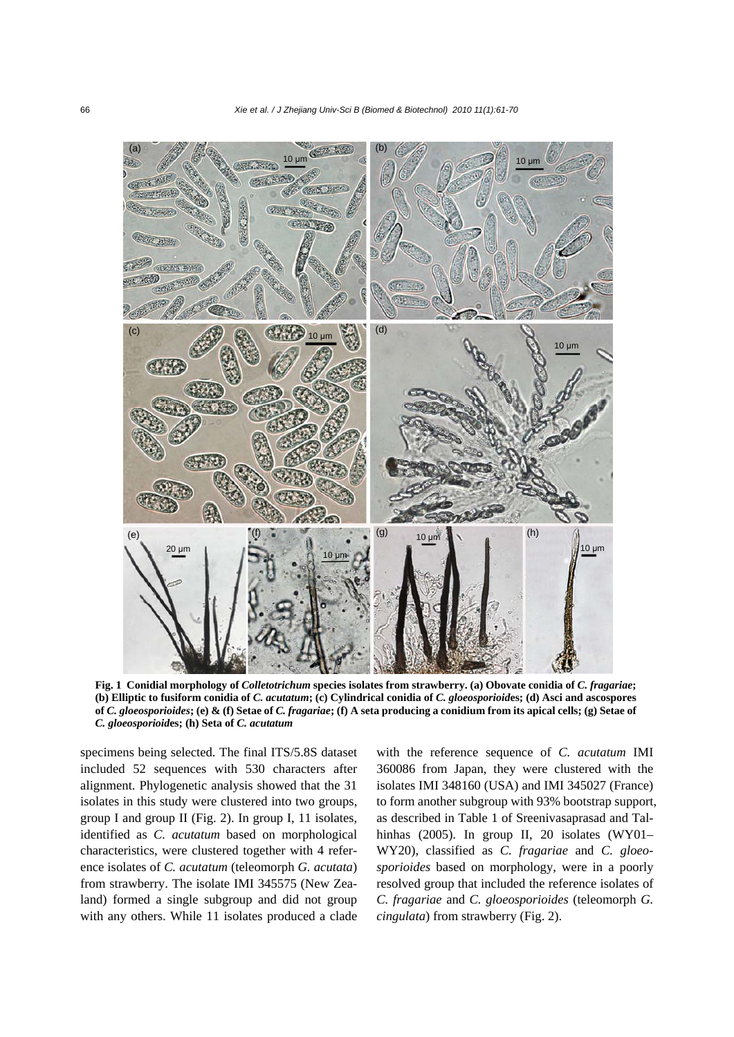**Fig. 1 Conidial morphology of *Colletotrichum* species isolates from strawberry. (a) Obovate conidia of *C. fragariae*; (b) Elliptic to fusiform conidia of *C. acutatum*; (c) Cylindrical conidia of *C. gloeosporioide*s; (d) Asci and ascospores of *C. gloeosporioides*; (e) & (f) Setae of *C. fragariae*; (f) A seta producing a conidium from its apical cells; (g) Setae of *C. gloeosporioide*s; (h) Seta of *C. acutatum***

specimens being selected. The final ITS/5.8S dataset included 52 sequences with 530 characters after alignment. Phylogenetic analysis showed that the 31 isolates in this study were clustered into two groups, group I and group II (Fig. 2). In group I, 11 isolates, identified as *C. acutatum* based on morphological characteristics, were clustered together with 4 reference isolates of *C. acutatum* (teleomorph *G. acutata*) from strawberry. The isolate IMI 345575 (New Zealand) formed a single subgroup and did not group with any others. While 11 isolates produced a clade with the reference sequence of *C. acutatum* IMI 360086 from Japan, they were clustered with the isolates IMI 348160 (USA) and IMI 345027 (France) to form another subgroup with 93% bootstrap support, as described in Table 1 of Sreenivasaprasad and Talhinhas (2005). In group II, 20 isolates (WY01–WY20), classified as *C. fragariae* and *C. gloeosporioides* based on morphology, were in a poorly resolved group that included the reference isolates of *C. fragariae* and *C. gloeosporioides* (teleomorph *G. cingulata*) from strawberry (Fig. 2).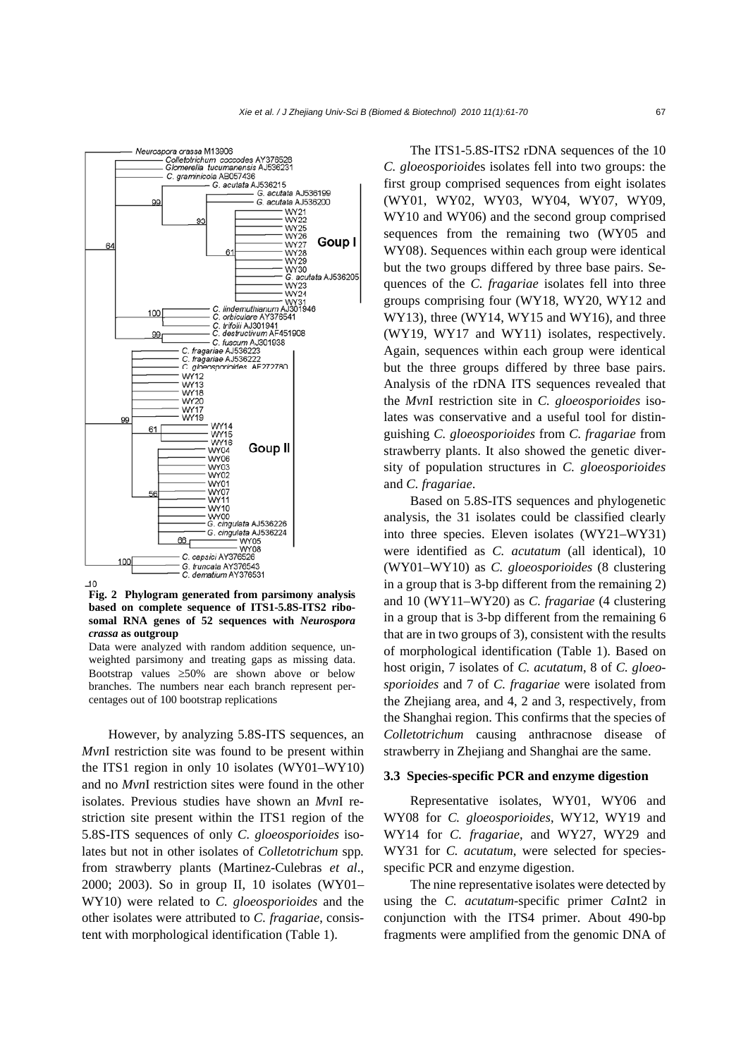**Fig. 2 Phylogram generated from parsimony analysis based on complete sequence of ITS1-5.8S-ITS2 ribosomal RNA genes of 52 sequences with *Neurospora crassa* as outgroup**

Data were analyzed with random addition sequence, unweighted parsimony and treating gaps as missing data. Bootstrap values ≥50% are shown above or below branches. The numbers near each branch represent percentages out of 100 bootstrap replications

However, by analyzing 5.8S-ITS sequences, an *Mvn*I restriction site was found to be present within the ITS1 region in only 10 isolates (WY01–WY10) and no *Mvn*I restriction sites were found in the other isolates. Previous studies have shown an *Mvn*I restriction site present within the ITS1 region of the 5.8S-ITS sequences of only *C. gloeosporioides* isolates but not in other isolates of *Colletotrichum* spp. from strawberry plants (Martinez-Culebras *et al*., 2000; 2003). So in group II, 10 isolates (WY01–WY10) were related to *C. gloeosporioides* and the other isolates were attributed to *C. fragariae*, consistent with morphological identification (Table 1).

The ITS1-5.8S-ITS2 rDNA sequences of the 10 *C. gloeosporioide*s isolates fell into two groups: the first group comprised sequences from eight isolates (WY01, WY02, WY03, WY04, WY07, WY09, WY10 and WY06) and the second group comprised sequences from the remaining two (WY05 and WY08). Sequences within each group were identical but the two groups differed by three base pairs. Sequences of the *C. fragariae* isolates fell into three groups comprising four (WY18, WY20, WY12 and WY13), three (WY14, WY15 and WY16), and three (WY19, WY17 and WY11) isolates, respectively. Again, sequences within each group were identical but the three groups differed by three base pairs. Analysis of the rDNA ITS sequences revealed that the *Mvn*I restriction site in *C. gloeosporioides* isolates was conservative and a useful tool for distinguishing *C. gloeosporioides* from *C. fragariae* from strawberry plants. It also showed the genetic diversity of population structures in *C. gloeosporioides* and *C. fragariae*.

Based on 5.8S-ITS sequences and phylogenetic analysis, the 31 isolates could be classified clearly into three species. Eleven isolates (WY21–WY31) were identified as *C. acutatum* (all identical), 10 (WY01–WY10) as *C. gloeosporioides* (8 clustering in a group that is 3-bp different from the remaining 2) and 10 (WY11–WY20) as *C. fragariae* (4 clustering in a group that is 3-bp different from the remaining 6 that are in two groups of 3), consistent with the results of morphological identification (Table 1). Based on host origin, 7 isolates of *C. acutatum*, 8 of *C. gloeosporioides* and 7 of *C. fragariae* were isolated from the Zhejiang area, and 4, 2 and 3, respectively, from the Shanghai region. This confirms that the species of *Colletotrichum* causing anthracnose disease of strawberry in Zhejiang and Shanghai are the same.

### 3.3 Species-specific PCR and enzyme digestion

Representative isolates, WY01, WY06 and WY08 for *C. gloeosporioides*, WY12, WY19 and WY14 for *C. fragariae*, and WY27, WY29 and WY31 for *C. acutatum*, were selected for species-specific PCR and enzyme digestion.

The nine representative isolates were detected by using the *C. acutatum*-specific primer *Ca*Int2 in conjunction with the ITS4 primer. About 490-bp fragments were amplified from the genomic DNA of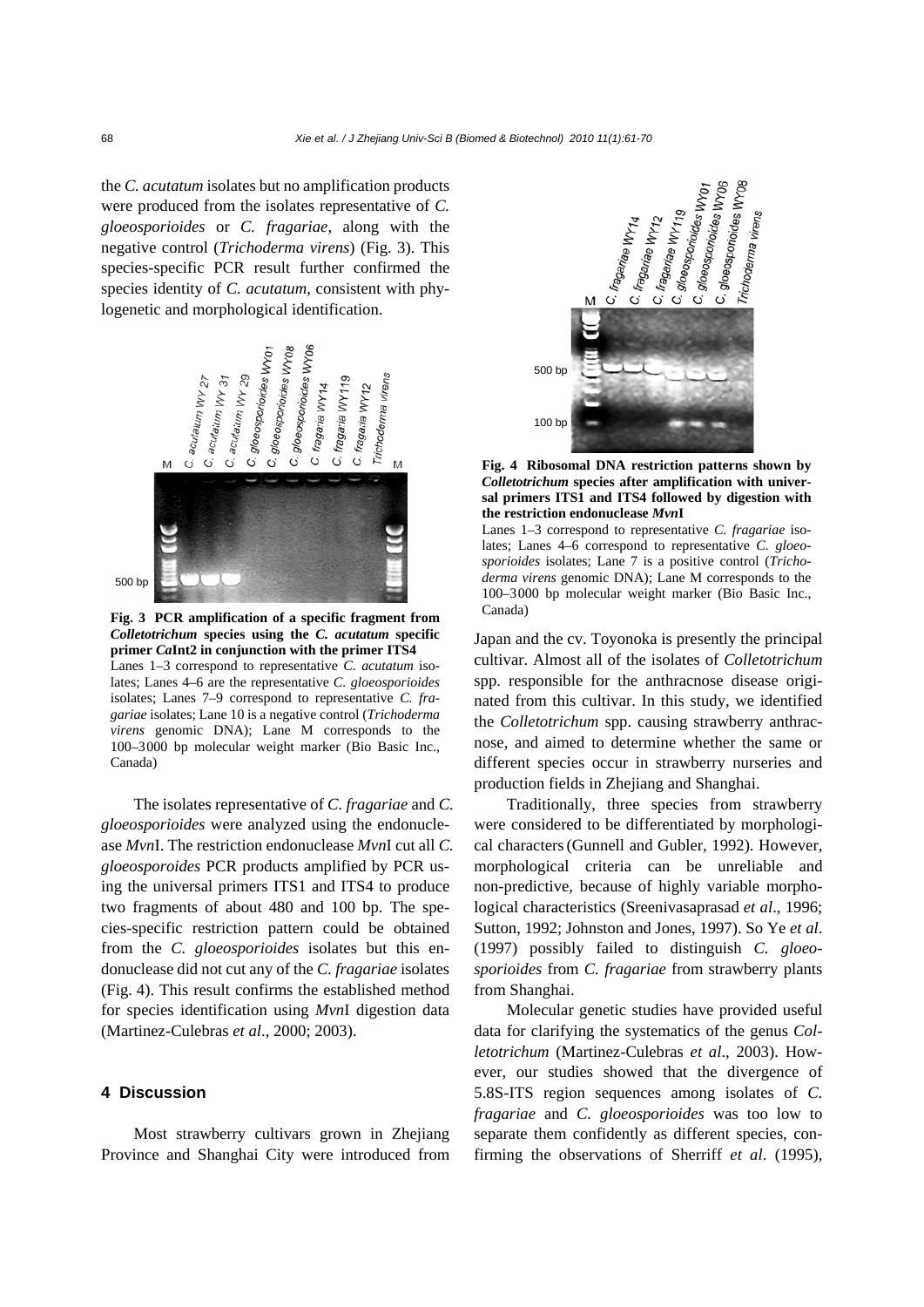the *C. acutatum* isolates but no amplification products were produced from the isolates representative of *C. gloeosporioides* or *C. fragariae*, along with the negative control (*Trichoderma virens*) (Fig. 3). This species-specific PCR result further confirmed the species identity of *C. acutatum*, consistent with phylogenetic and morphological identification.

**Fig. 3 PCR amplification of a specific fragment from *Colletotrichum* species using the *C. acutatum* specific primer *Ca*Int2 in conjunction with the primer ITS4**
Lanes 1–3 correspond to representative *C. acutatum* isolates; Lanes 4–6 are the representative *C. gloeosporioides* isolates; Lanes 7–9 correspond to representative *C. fragariae* isolates; Lane 10 is a negative control (*Trichoderma virens* genomic DNA); Lane M corresponds to the 100–3000 bp molecular weight marker (Bio Basic Inc., Canada)

The isolates representative of *C. fragariae* and *C. gloeosporioides* were analyzed using the endonuclease *Mvn*I. The restriction endonuclease *Mvn*I cut all *C. gloeosporoides* PCR products amplified by PCR using the universal primers ITS1 and ITS4 to produce two fragments of about 480 and 100 bp. The species-specific restriction pattern could be obtained from the *C. gloeosporioides* isolates but this endonuclease did not cut any of the *C. fragariae* isolates (Fig. 4). This result confirms the established method for species identification using *Mvn*I digestion data (Martinez-Culebras *et al*., 2000; 2003).

## 4 Discussion

Most strawberry cultivars grown in Zhejiang Province and Shanghai City were introduced from Japan and the cv. Toyonoka is presently the principal cultivar. Almost all of the isolates of *Colletotrichum* spp. responsible for the anthracnose disease originated from this cultivar. In this study, we identified the *Colletotrichum* spp. causing strawberry anthracnose, and aimed to determine whether the same or different species occur in strawberry nurseries and production fields in Zhejiang and Shanghai.

**Fig. 4 Ribosomal DNA restriction patterns shown by *Colletotrichum* species after amplification with universal primers ITS1 and ITS4 followed by digestion with the restriction endonuclease *Mvn*I**
Lanes 1–3 correspond to representative *C. fragariae* isolates; Lanes 4–6 correspond to representative *C. gloeosporioides* isolates; Lane 7 is a positive control (*Trichoderma virens* genomic DNA); Lane M corresponds to the 100–3000 bp molecular weight marker (Bio Basic Inc., Canada)

Traditionally, three species from strawberry were considered to be differentiated by morphological characters (Gunnell and Gubler, 1992). However, morphological criteria can be unreliable and non-predictive, because of highly variable morphological characteristics (Sreenivasaprasad *et al*., 1996; Sutton, 1992; Johnston and Jones, 1997). So Ye *et al*. (1997) possibly failed to distinguish *C. gloeosporioides* from *C. fragariae* from strawberry plants from Shanghai.

Molecular genetic studies have provided useful data for clarifying the systematics of the genus *Colletotrichum* (Martinez-Culebras *et al*., 2003). However, our studies showed that the divergence of 5.8S-ITS region sequences among isolates of *C. fragariae* and *C. gloeosporioides* was too low to separate them confidently as different species, confirming the observations of Sherriff *et al*. (1995),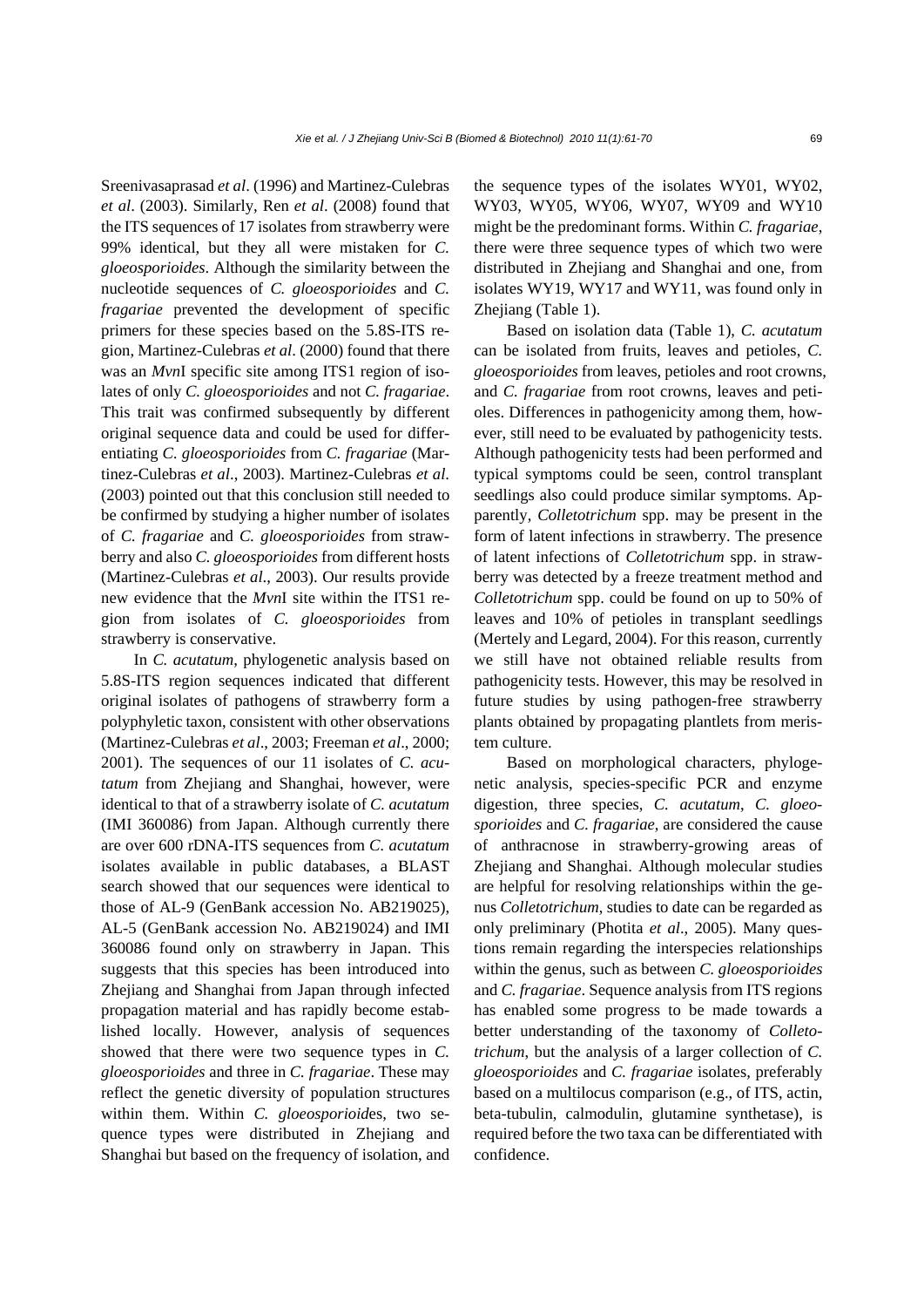Sreenivasaprasad *et al*. (1996) and Martinez-Culebras *et al*. (2003). Similarly, Ren *et al*. (2008) found that the ITS sequences of 17 isolates from strawberry were 99% identical, but they all were mistaken for *C. gloeosporioides*. Although the similarity between the nucleotide sequences of *C. gloeosporioides* and *C. fragariae* prevented the development of specific primers for these species based on the 5.8S-ITS region, Martinez-Culebras *et al*. (2000) found that there was an *Mvn*I specific site among ITS1 region of isolates of only *C. gloeosporioides* and not *C. fragariae*. This trait was confirmed subsequently by different original sequence data and could be used for differentiating *C. gloeosporioides* from *C. fragariae* (Martinez-Culebras *et al*., 2003). Martinez-Culebras *et al*. (2003) pointed out that this conclusion still needed to be confirmed by studying a higher number of isolates of *C. fragariae* and *C. gloeosporioides* from strawberry and also *C. gloeosporioides* from different hosts (Martinez-Culebras *et al*., 2003). Our results provide new evidence that the *Mvn*I site within the ITS1 region from isolates of *C. gloeosporioides* from strawberry is conservative.

In *C. acutatum*, phylogenetic analysis based on 5.8S-ITS region sequences indicated that different original isolates of pathogens of strawberry form a polyphyletic taxon, consistent with other observations (Martinez-Culebras *et al*., 2003; Freeman *et al*., 2000; 2001). The sequences of our 11 isolates of *C. acutatum* from Zhejiang and Shanghai, however, were identical to that of a strawberry isolate of *C. acutatum* (IMI 360086) from Japan. Although currently there are over 600 rDNA-ITS sequences from *C. acutatum* isolates available in public databases, a BLAST search showed that our sequences were identical to those of AL-9 (GenBank accession No. AB219025), AL-5 (GenBank accession No. AB219024) and IMI 360086 found only on strawberry in Japan. This suggests that this species has been introduced into Zhejiang and Shanghai from Japan through infected propagation material and has rapidly become established locally. However, analysis of sequences showed that there were two sequence types in *C. gloeosporioides* and three in *C. fragariae*. These may reflect the genetic diversity of population structures within them. Within *C. gloeosporioid*es, two sequence types were distributed in Zhejiang and Shanghai but based on the frequency of isolation, and the sequence types of the isolates WY01, WY02, WY03, WY05, WY06, WY07, WY09 and WY10 might be the predominant forms. Within *C. fragariae*, there were three sequence types of which two were distributed in Zhejiang and Shanghai and one, from isolates WY19, WY17 and WY11, was found only in Zhejiang (Table 1).

Based on isolation data (Table 1), *C. acutatum* can be isolated from fruits, leaves and petioles, *C. gloeosporioides* from leaves, petioles and root crowns, and *C. fragariae* from root crowns, leaves and petioles. Differences in pathogenicity among them, however, still need to be evaluated by pathogenicity tests. Although pathogenicity tests had been performed and typical symptoms could be seen, control transplant seedlings also could produce similar symptoms. Apparently, *Colletotrichum* spp. may be present in the form of latent infections in strawberry. The presence of latent infections of *Colletotrichum* spp. in strawberry was detected by a freeze treatment method and *Colletotrichum* spp. could be found on up to 50% of leaves and 10% of petioles in transplant seedlings (Mertely and Legard, 2004). For this reason, currently we still have not obtained reliable results from pathogenicity tests. However, this may be resolved in future studies by using pathogen-free strawberry plants obtained by propagating plantlets from meristem culture.

Based on morphological characters, phylogenetic analysis, species-specific PCR and enzyme digestion, three species, *C. acutatum*, *C. gloeosporioides* and *C. fragariae*, are considered the cause of anthracnose in strawberry-growing areas of Zhejiang and Shanghai. Although molecular studies are helpful for resolving relationships within the genus *Colletotrichum*, studies to date can be regarded as only preliminary (Photita *et al*., 2005). Many questions remain regarding the interspecies relationships within the genus, such as between *C. gloeosporioides* and *C. fragariae*. Sequence analysis from ITS regions has enabled some progress to be made towards a better understanding of the taxonomy of *Colletotrichum*, but the analysis of a larger collection of *C. gloeosporioides* and *C. fragariae* isolates, preferably based on a multilocus comparison (e.g., of ITS, actin, beta-tubulin, calmodulin, glutamine synthetase), is required before the two taxa can be differentiated with confidence.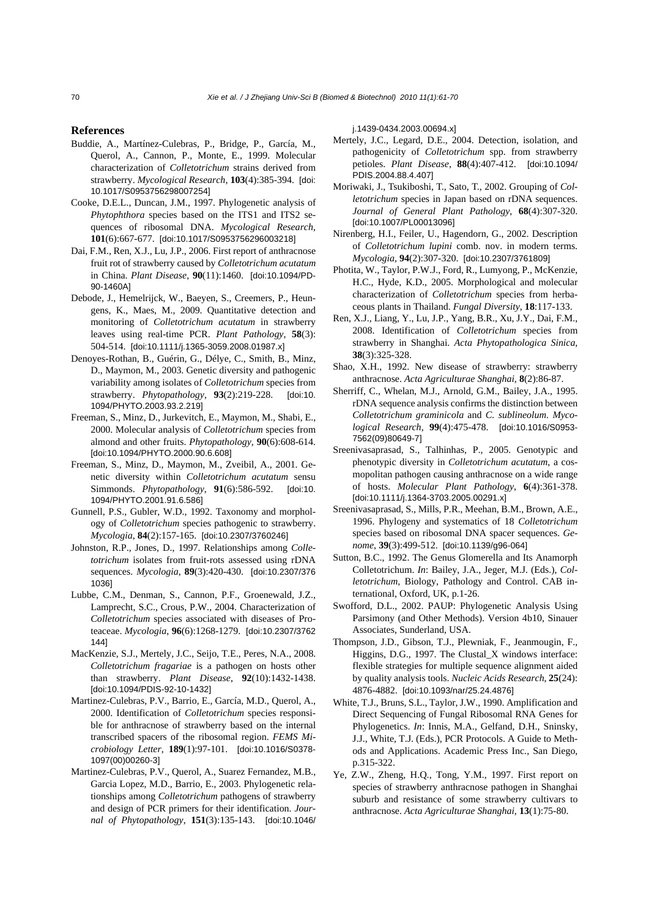## References

Buddie, A., Martínez-Culebras, P., Bridge, P., García, M., Querol, A., Cannon, P., Monte, E., 1999. Molecular characterization of *Colletotrichum* strains derived from strawberry. *Mycological Research*, **103**(4):385-394. [doi: 10.1017/S0953756298007254]

Cooke, D.E.L., Duncan, J.M., 1997. Phylogenetic analysis of *Phytophthora* species based on the ITS1 and ITS2 sequences of ribosomal DNA. *Mycological Research*, **101**(6):667-677. [doi:10.1017/S0953756296003218]

Dai, F.M., Ren, X.J., Lu, J.P., 2006. First report of anthracnose fruit rot of strawberry caused by *Colletotrichum acutatum* in China. *Plant Disease*, **90**(11):1460. [doi:10.1094/PD-90-1460A]

Debode, J., Hemelrijck, W., Baeyen, S., Creemers, P., Heungens, K., Maes, M., 2009. Quantitative detection and monitoring of *Colletotrichum acutatum* in strawberry leaves using real-time PCR. *Plant Pathology*, **58**(3): 504-514. [doi:10.1111/j.1365-3059.2008.01987.x]

Denoyes-Rothan, B., Guérin, G., Délye, C., Smith, B., Minz, D., Maymon, M., 2003. Genetic diversity and pathogenic variability among isolates of *Colletotrichum* species from strawberry. *Phytopathology*, **93**(2):219-228. [doi:10.1094/PHYTO.2003.93.2.219]

Freeman, S., Minz, D., Jurkevitch, E., Maymon, M., Shabi, E., 2000. Molecular analysis of *Colletotrichum* species from almond and other fruits. *Phytopathology*, **90**(6):608-614. [doi:10.1094/PHYTO.2000.90.6.608]

Freeman, S., Minz, D., Maymon, M., Zveibil, A., 2001. Genetic diversity within *Colletotrichum acutatum* sensu Simmonds. *Phytopathology*, **91**(6):586-592. [doi:10.1094/PHYTO.2001.91.6.586]

Gunnell, P.S., Gubler, W.D., 1992. Taxonomy and morphology of *Colletotrichum* species pathogenic to strawberry. *Mycologia*, **84**(2):157-165. [doi:10.2307/3760246]

Johnston, R.P., Jones, D., 1997. Relationships among *Colletotrichum* isolates from fruit-rots assessed using rDNA sequences. *Mycologia*, **89**(3):420-430. [doi:10.2307/3761036]

Lubbe, C.M., Denman, S., Cannon, P.F., Groenewald, J.Z., Lamprecht, S.C., Crous, P.W., 2004. Characterization of *Colletotrichum* species associated with diseases of Proteaceae. *Mycologia*, **96**(6):1268-1279. [doi:10.2307/3762144]

MacKenzie, S.J., Mertely, J.C., Seijo, T.E., Peres, N.A., 2008. *Colletotrichum fragariae* is a pathogen on hosts other than strawberry. *Plant Disease*, **92**(10):1432-1438. [doi:10.1094/PDIS-92-10-1432]

Martinez-Culebras, P.V., Barrio, E., García, M.D., Querol, A., 2000. Identification of *Colletotrichum* species responsible for anthracnose of strawberry based on the internal transcribed spacers of the ribosomal region. *FEMS Microbiology Letter*, **189**(1):97-101. [doi:10.1016/S0378-1097(00)00260-3]

Martinez-Culebras, P.V., Querol, A., Suarez Fernandez, M.B., Garcia Lopez, M.D., Barrio, E., 2003. Phylogenetic relationships among *Colletotrichum* pathogens of strawberry and design of PCR primers for their identification. *Journal of Phytopathology*, **151**(3):135-143. [doi:10.1046/j.1439-0434.2003.00694.x]

Mertely, J.C., Legard, D.E., 2004. Detection, isolation, and pathogenicity of *Colletotrichum* spp. from strawberry petioles. *Plant Disease*, **88**(4):407-412. [doi:10.1094/PDIS.2004.88.4.407]

Moriwaki, J., Tsukiboshi, T., Sato, T., 2002. Grouping of *Colletotrichum* species in Japan based on rDNA sequences. *Journal of General Plant Pathology*, **68**(4):307-320. [doi:10.1007/PL00013096]

Nirenberg, H.I., Feiler, U., Hagendorn, G., 2002. Description of *Colletotrichum lupini* comb. nov. in modern terms. *Mycologia*, **94**(2):307-320. [doi:10.2307/3761809]

Photita, W., Taylor, P.W.J., Ford, R., Lumyong, P., McKenzie, H.C., Hyde, K.D., 2005. Morphological and molecular characterization of *Colletotrichum* species from herbaceous plants in Thailand. *Fungal Diversity*, **18**:117-133.

Ren, X.J., Liang, Y., Lu, J.P., Yang, B.R., Xu, J.Y., Dai, F.M., 2008. Identification of *Colletotrichum* species from strawberry in Shanghai. *Acta Phytopathologica Sinica*, **38**(3):325-328.

Shao, X.H., 1992. New disease of strawberry: strawberry anthracnose. *Acta Agriculturae Shanghai*, **8**(2):86-87.

Sherriff, C., Whelan, M.J., Arnold, G.M., Bailey, J.A., 1995. rDNA sequence analysis confirms the distinction between *Colletotrichum graminicola* and *C. sublineolum*. *Mycological Research*, **99**(4):475-478. [doi:10.1016/S0953-7562(09)80649-7]

Sreenivasaprasad, S., Talhinhas, P., 2005. Genotypic and phenotypic diversity in *Colletotrichum acutatum*, a cosmopolitan pathogen causing anthracnose on a wide range of hosts. *Molecular Plant Pathology*, **6**(4):361-378. [doi:10.1111/j.1364-3703.2005.00291.x]

Sreenivasaprasad, S., Mills, P.R., Meehan, B.M., Brown, A.E., 1996. Phylogeny and systematics of 18 *Colletotrichum* species based on ribosomal DNA spacer sequences. *Genome*, **39**(3):499-512. [doi:10.1139/g96-064]

Sutton, B.C., 1992. The Genus Glomerella and Its Anamorph Colletotrichum. *In*: Bailey, J.A., Jeger, M.J. (Eds.), *Colletotrichum*, Biology, Pathology and Control. CAB international, Oxford, UK, p.1-26.

Swofford, D.L., 2002. PAUP: Phylogenetic Analysis Using Parsimony (and Other Methods). Version 4b10, Sinauer Associates, Sunderland, USA.

Thompson, J.D., Gibson, T.J., Plewniak, F., Jeanmougin, F., Higgins, D.G., 1997. The Clustal_X windows interface: flexible strategies for multiple sequence alignment aided by quality analysis tools. *Nucleic Acids Research*, **25**(24): 4876-4882. [doi:10.1093/nar/25.24.4876]

White, T.J., Bruns, S.L., Taylor, J.W., 1990. Amplification and Direct Sequencing of Fungal Ribosomal RNA Genes for Phylogenetics. *In*: Innis, M.A., Gelfand, D.H., Sninsky, J.J., White, T.J. (Eds.), PCR Protocols. A Guide to Methods and Applications. Academic Press Inc., San Diego, p.315-322.

Ye, Z.W., Zheng, H.Q., Tong, Y.M., 1997. First report on species of strawberry anthracnose pathogen in Shanghai suburb and resistance of some strawberry cultivars to anthracnose. *Acta Agriculturae Shanghai*, **13**(1):75-80.